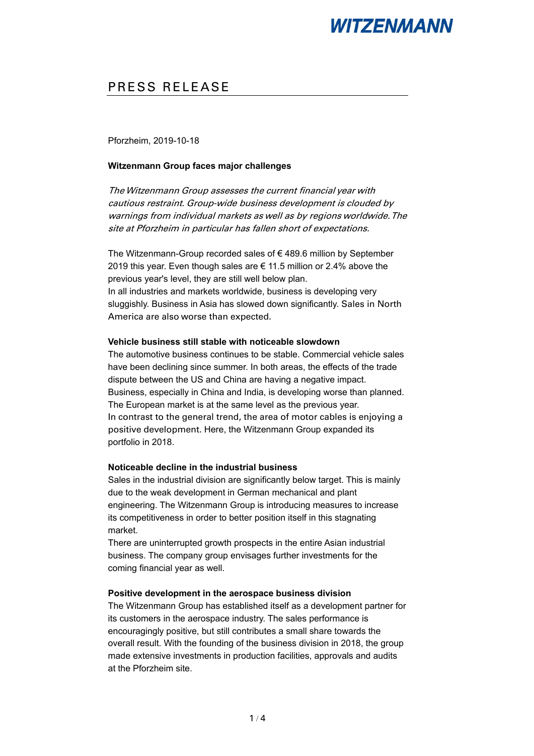WITZENMANN

# PRESS RELEASE

Pforzheim, 2019-10-18

**Witzenmann Group faces major challenges**

*The Witzenmann Group assesses the current financial year with cautious restraint. Group-wide business development is clouded by warnings from individual markets as well as by regions worldwide. The site at Pforzheim in particular has fallen short of expectations.*

The Witzenmann-Group recorded sales of € 489.6 million by September 2019 this year. Even though sales are € 11.5 million or 2.4% above the previous year's level, they are still well below plan.
In all industries and markets worldwide, business is developing very sluggishly. Business in Asia has slowed down significantly. Sales in North America are also worse than expected.

**Vehicle business still stable with noticeable slowdown**
The automotive business continues to be stable. Commercial vehicle sales have been declining since summer. In both areas, the effects of the trade dispute between the US and China are having a negative impact. Business, especially in China and India, is developing worse than planned. The European market is at the same level as the previous year.
In contrast to the general trend, the area of motor cables is enjoying a positive development. Here, the Witzenmann Group expanded its portfolio in 2018.

**Noticeable decline in the industrial business**
Sales in the industrial division are significantly below target. This is mainly due to the weak development in German mechanical and plant engineering. The Witzenmann Group is introducing measures to increase its competitiveness in order to better position itself in this stagnating market.
There are uninterrupted growth prospects in the entire Asian industrial business. The company group envisages further investments for the coming financial year as well.

**Positive development in the aerospace business division**
The Witzenmann Group has established itself as a development partner for its customers in the aerospace industry. The sales performance is encouragingly positive, but still contributes a small share towards the overall result. With the founding of the business division in 2018, the group made extensive investments in production facilities, approvals and audits at the Pforzheim site.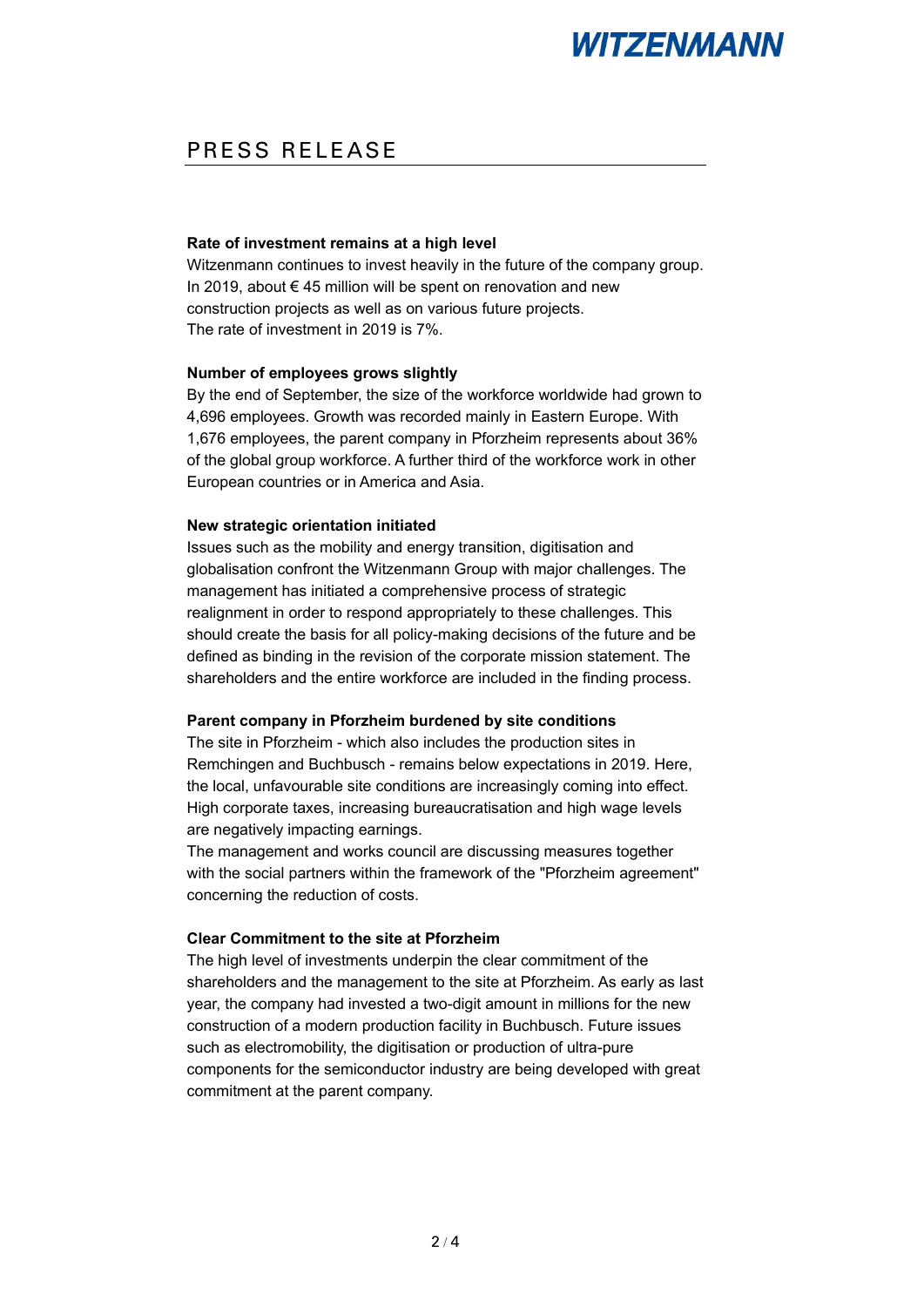# PRESS RELEASE

**Rate of investment remains at a high level**
Witzenmann continues to invest heavily in the future of the company group. In 2019, about € 45 million will be spent on renovation and new construction projects as well as on various future projects.
The rate of investment in 2019 is 7%.

**Number of employees grows slightly**
By the end of September, the size of the workforce worldwide had grown to 4,696 employees. Growth was recorded mainly in Eastern Europe. With 1,676 employees, the parent company in Pforzheim represents about 36% of the global group workforce. A further third of the workforce work in other European countries or in America and Asia.

**New strategic orientation initiated**
Issues such as the mobility and energy transition, digitisation and globalisation confront the Witzenmann Group with major challenges. The management has initiated a comprehensive process of strategic realignment in order to respond appropriately to these challenges. This should create the basis for all policy-making decisions of the future and be defined as binding in the revision of the corporate mission statement. The shareholders and the entire workforce are included in the finding process.

**Parent company in Pforzheim burdened by site conditions**
The site in Pforzheim - which also includes the production sites in Remchingen and Buchbusch - remains below expectations in 2019. Here, the local, unfavourable site conditions are increasingly coming into effect. High corporate taxes, increasing bureaucratisation and high wage levels are negatively impacting earnings.
The management and works council are discussing measures together with the social partners within the framework of the "Pforzheim agreement" concerning the reduction of costs.

**Clear Commitment to the site at Pforzheim**
The high level of investments underpin the clear commitment of the shareholders and the management to the site at Pforzheim. As early as last year, the company had invested a two-digit amount in millions for the new construction of a modern production facility in Buchbusch. Future issues such as electromobility, the digitisation or production of ultra-pure components for the semiconductor industry are being developed with great commitment at the parent company.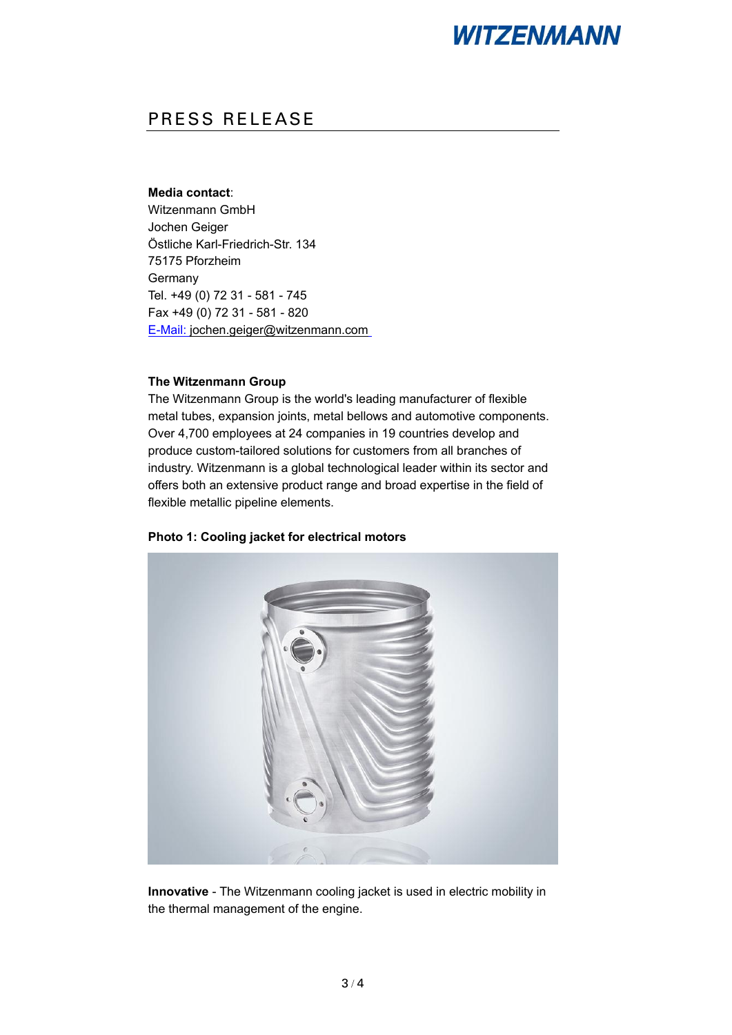# PRESS RELEASE

**Media contact**:
Witzenmann GmbH
Jochen Geiger
Östliche Karl-Friedrich-Str. 134
75175 Pforzheim
Germany
Tel. +49 (0) 72 31 - 581 - 745
Fax +49 (0) 72 31 - 581 - 820
E-Mail: jochen.geiger@witzenmann.com

**The Witzenmann Group**

The Witzenmann Group is the world's leading manufacturer of flexible metal tubes, expansion joints, metal bellows and automotive components. Over 4,700 employees at 24 companies in 19 countries develop and produce custom-tailored solutions for customers from all branches of industry. Witzenmann is a global technological leader within its sector and offers both an extensive product range and broad expertise in the field of flexible metallic pipeline elements.

**Photo 1: Cooling jacket for electrical motors**

**Innovative** - The Witzenmann cooling jacket is used in electric mobility in the thermal management of the engine.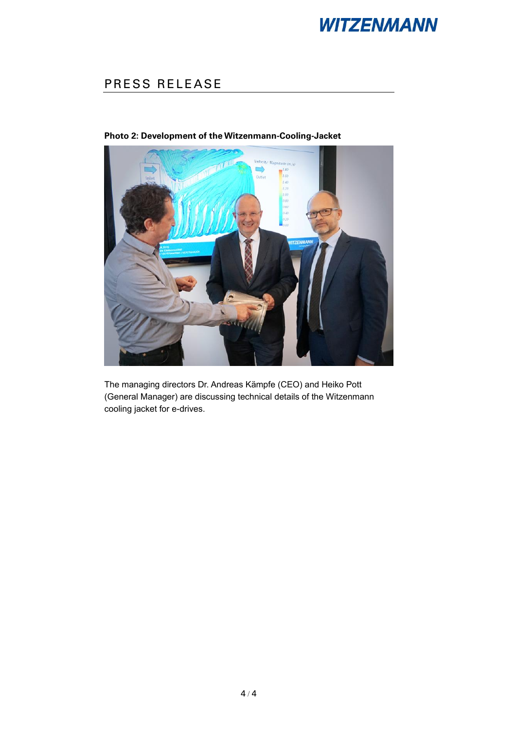# PRESS RELEASE

**Photo 2: Development of the Witzenmann-Cooling-Jacket**

The managing directors Dr. Andreas Kämpfe (CEO) and Heiko Pott (General Manager) are discussing technical details of the Witzenmann cooling jacket for e-drives.